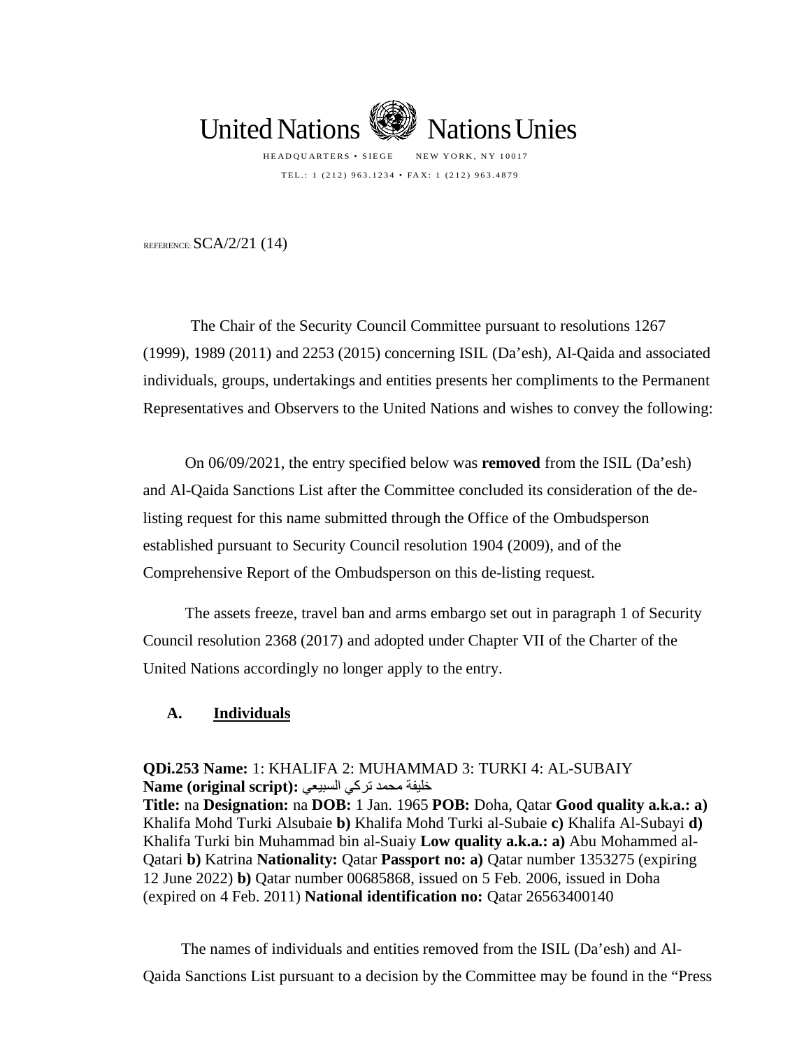United Nations Nations Unies

HEADQUARTERS • SIEGE NEW YORK, NY 10017

TEL.: 1 (212) 963.1234 • FAX: 1 (212) 963.4879

REFERENCE: SCA/2/21 (14)

The Chair of the Security Council Committee pursuant to resolutions 1267 (1999), 1989 (2011) and 2253 (2015) concerning ISIL (Da'esh), Al-Qaida and associated individuals, groups, undertakings and entities presents her compliments to the Permanent Representatives and Observers to the United Nations and wishes to convey the following:

On 06/09/2021, the entry specified below was **removed** from the ISIL (Da'esh) and Al-Qaida Sanctions List after the Committee concluded its consideration of the de-listing request for this name submitted through the Office of the Ombudsperson established pursuant to Security Council resolution 1904 (2009), and of the Comprehensive Report of the Ombudsperson on this de-listing request.

The assets freeze, travel ban and arms embargo set out in paragraph 1 of Security Council resolution 2368 (2017) and adopted under Chapter VII of the Charter of the United Nations accordingly no longer apply to the entry.

## A. Individuals

**QDi.253 Name:** 1: KHALIFA 2: MUHAMMAD 3: TURKI 4: AL-SUBAIY
**Name (original script):** خليفة محمد تركي السبيعي
**Title:** na **Designation:** na **DOB:** 1 Jan. 1965 **POB:** Doha, Qatar **Good quality a.k.a.: a)** Khalifa Mohd Turki Alsubaie **b)** Khalifa Mohd Turki al-Subaie **c)** Khalifa Al-Subayi **d)** Khalifa Turki bin Muhammad bin al-Suaiy **Low quality a.k.a.: a)** Abu Mohammed al-Qatari **b)** Katrina **Nationality:** Qatar **Passport no: a)** Qatar number 1353275 (expiring 12 June 2022) **b)** Qatar number 00685868, issued on 5 Feb. 2006, issued in Doha (expired on 4 Feb. 2011) **National identification no:** Qatar 26563400140

The names of individuals and entities removed from the ISIL (Da'esh) and Al-Qaida Sanctions List pursuant to a decision by the Committee may be found in the "Press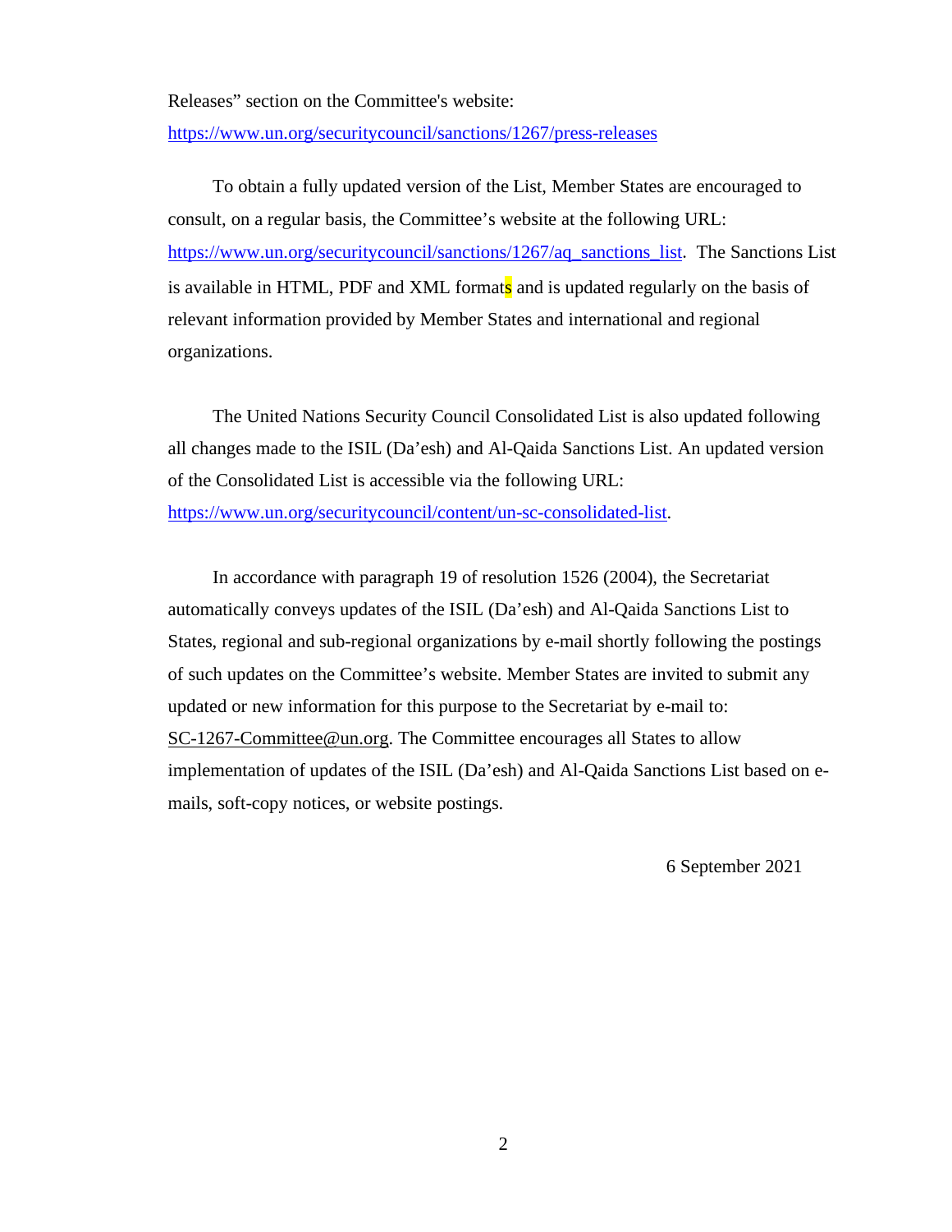Releases” section on the Committee's website:
https://www.un.org/securitycouncil/sanctions/1267/press-releases

To obtain a fully updated version of the List, Member States are encouraged to consult, on a regular basis, the Committee’s website at the following URL: https://www.un.org/securitycouncil/sanctions/1267/aq_sanctions_list. The Sanctions List is available in HTML, PDF and XML formats and is updated regularly on the basis of relevant information provided by Member States and international and regional organizations.

The United Nations Security Council Consolidated List is also updated following all changes made to the ISIL (Da’esh) and Al-Qaida Sanctions List. An updated version of the Consolidated List is accessible via the following URL: https://www.un.org/securitycouncil/content/un-sc-consolidated-list.

In accordance with paragraph 19 of resolution 1526 (2004), the Secretariat automatically conveys updates of the ISIL (Da’esh) and Al-Qaida Sanctions List to States, regional and sub-regional organizations by e-mail shortly following the postings of such updates on the Committee’s website. Member States are invited to submit any updated or new information for this purpose to the Secretariat by e-mail to: SC-1267-Committee@un.org. The Committee encourages all States to allow implementation of updates of the ISIL (Da’esh) and Al-Qaida Sanctions List based on e-mails, soft-copy notices, or website postings.

6 September 2021